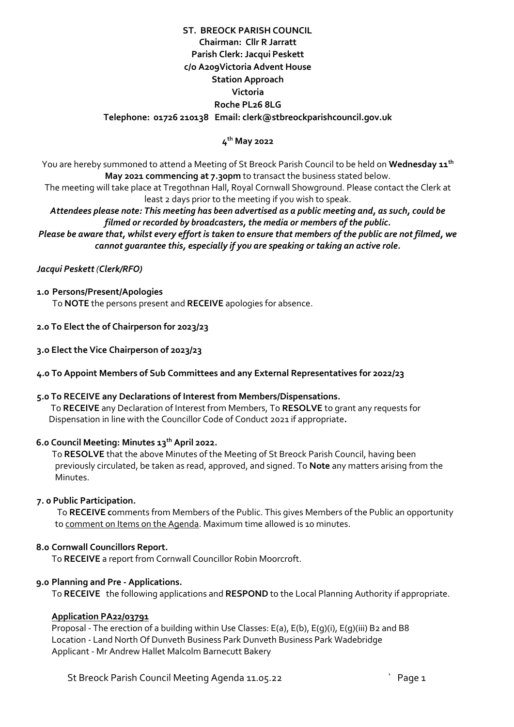**ST. BREOCK PARISH COUNCIL**
**Chairman: Cllr R Jarratt**
**Parish Clerk: Jacqui Peskett**
**c/o A209Victoria Advent House**
**Station Approach**
**Victoria**
**Roche PL26 8LG**
**Telephone: 01726 210138 Email: clerk@stbreockparishcouncil.gov.uk**

**4th May 2022**

You are hereby summoned to attend a Meeting of St Breock Parish Council to be held on **Wednesday 11th May 2021 commencing at 7.30pm** to transact the business stated below.

The meeting will take place at Tregothnan Hall, Royal Cornwall Showground. Please contact the Clerk at least 2 days prior to the meeting if you wish to speak.

***Attendees please note: This meeting has been advertised as a public meeting and, as such, could be filmed or recorded by broadcasters, the media or members of the public.***

***Please be aware that, whilst every effort is taken to ensure that members of the public are not filmed, we cannot guarantee this, especially if you are speaking or taking an active role.***

*Jacqui Peskett (Clerk/RFO)*

**1.0 Persons/Present/Apologies**

To **NOTE** the persons present and **RECEIVE** apologies for absence.

**2.0 To Elect the of Chairperson for 2023/23**

**3.0 Elect the Vice Chairperson of 2023/23**

**4.0 To Appoint Members of Sub Committees and any External Representatives for 2022/23**

**5.0 To RECEIVE any Declarations of Interest from Members/Dispensations.**

To **RECEIVE** any Declaration of Interest from Members, To **RESOLVE** to grant any requests for Dispensation in line with the Councillor Code of Conduct 2021 if appropriate**.**

**6.0 Council Meeting: Minutes 13th April 2022.**

To **RESOLVE** that the above Minutes of the Meeting of St Breock Parish Council, having been previously circulated, be taken as read, approved, and signed. To **Note** any matters arising from the Minutes.

**7. 0 Public Participation.**

To **RECEIVE c**omments from Members of the Public. This gives Members of the Public an opportunity to <u>comment on Items on the Agenda</u>. Maximum time allowed is 10 minutes.

**8.0 Cornwall Councillors Report.**

To **RECEIVE** a report from Cornwall Councillor Robin Moorcroft.

**9.0 Planning and Pre - Applications.**

To **RECEIVE** the following applications and **RESPOND** to the Local Planning Authority if appropriate.

**<u>Application PA22/03791</u>**

Proposal - The erection of a building within Use Classes: E(a), E(b), E(g)(i), E(g)(iii) B2 and B8
Location - Land North Of Dunveth Business Park Dunveth Business Park Wadebridge
Applicant - Mr Andrew Hallet Malcolm Barnecutt Bakery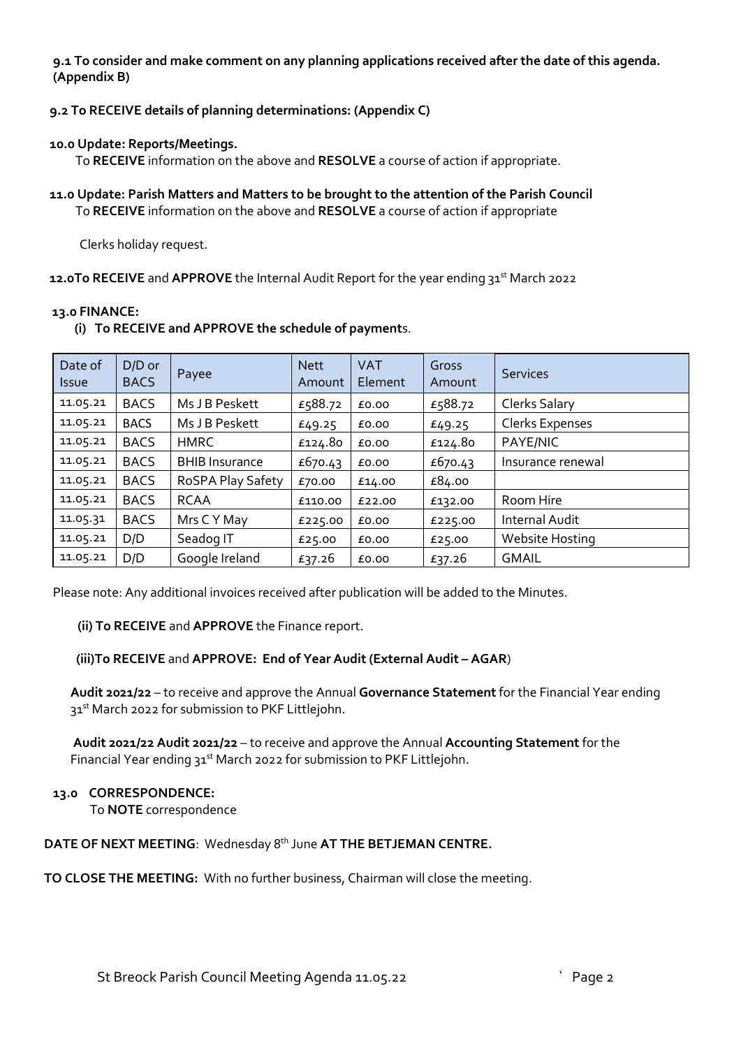**9.1 To consider and make comment on any planning applications received after the date of this agenda. (Appendix B)**

**9.2 To RECEIVE details of planning determinations: (Appendix C)**

**10.0 Update: Reports/Meetings.**

To **RECEIVE** information on the above and **RESOLVE** a course of action if appropriate.

**11.0 Update: Parish Matters and Matters to be brought to the attention of the Parish Council**

To **RECEIVE** information on the above and **RESOLVE** a course of action if appropriate

Clerks holiday request.

**12.0To RECEIVE** and **APPROVE** the Internal Audit Report for the year ending 31st March 2022

**13.0 FINANCE:**

**(i) To RECEIVE and APPROVE the schedule of payment**s.

| Date of Issue | D/D or BACS | Payee | Nett Amount | VAT Element | Gross Amount | Services |
|---|---|---|---|---|---|---|
| 11.05.21 | BACS | Ms J B Peskett | £588.72 | £0.00 | £588.72 | Clerks Salary |
| 11.05.21 | BACS | Ms J B Peskett | £49.25 | £0.00 | £49.25 | Clerks Expenses |
| 11.05.21 | BACS | HMRC | £124.80 | £0.00 | £124.80 | PAYE/NIC |
| 11.05.21 | BACS | BHIB Insurance | £670.43 | £0.00 | £670.43 | Insurance renewal |
| 11.05.21 | BACS | RoSPA Play Safety | £70.00 | £14.00 | £84.00 | |
| 11.05.21 | BACS | RCAA | £110.00 | £22.00 | £132.00 | Room Hire |
| 11.05.31 | BACS | Mrs C Y May | £225.00 | £0.00 | £225.00 | Internal Audit |
| 11.05.21 | D/D | Seadog IT | £25.00 | £0.00 | £25.00 | Website Hosting |
| 11.05.21 | D/D | Google Ireland | £37.26 | £0.00 | £37.26 | GMAIL |

Please note: Any additional invoices received after publication will be added to the Minutes.

**(ii) To RECEIVE** and **APPROVE** the Finance report.

**(iii)To RECEIVE** and **APPROVE: End of Year Audit (External Audit – AGAR**)

**Audit 2021/22** – to receive and approve the Annual **Governance Statement** for the Financial Year ending 31st March 2022 for submission to PKF Littlejohn.

**Audit 2021/22 Audit 2021/22** – to receive and approve the Annual **Accounting Statement** for the Financial Year ending 31st March 2022 for submission to PKF Littlejohn.

**13.0 CORRESPONDENCE:**

To **NOTE** correspondence

**DATE OF NEXT MEETING**: Wednesday 8th June **AT THE BETJEMAN CENTRE.**

**TO CLOSE THE MEETING:** With no further business, Chairman will close the meeting.